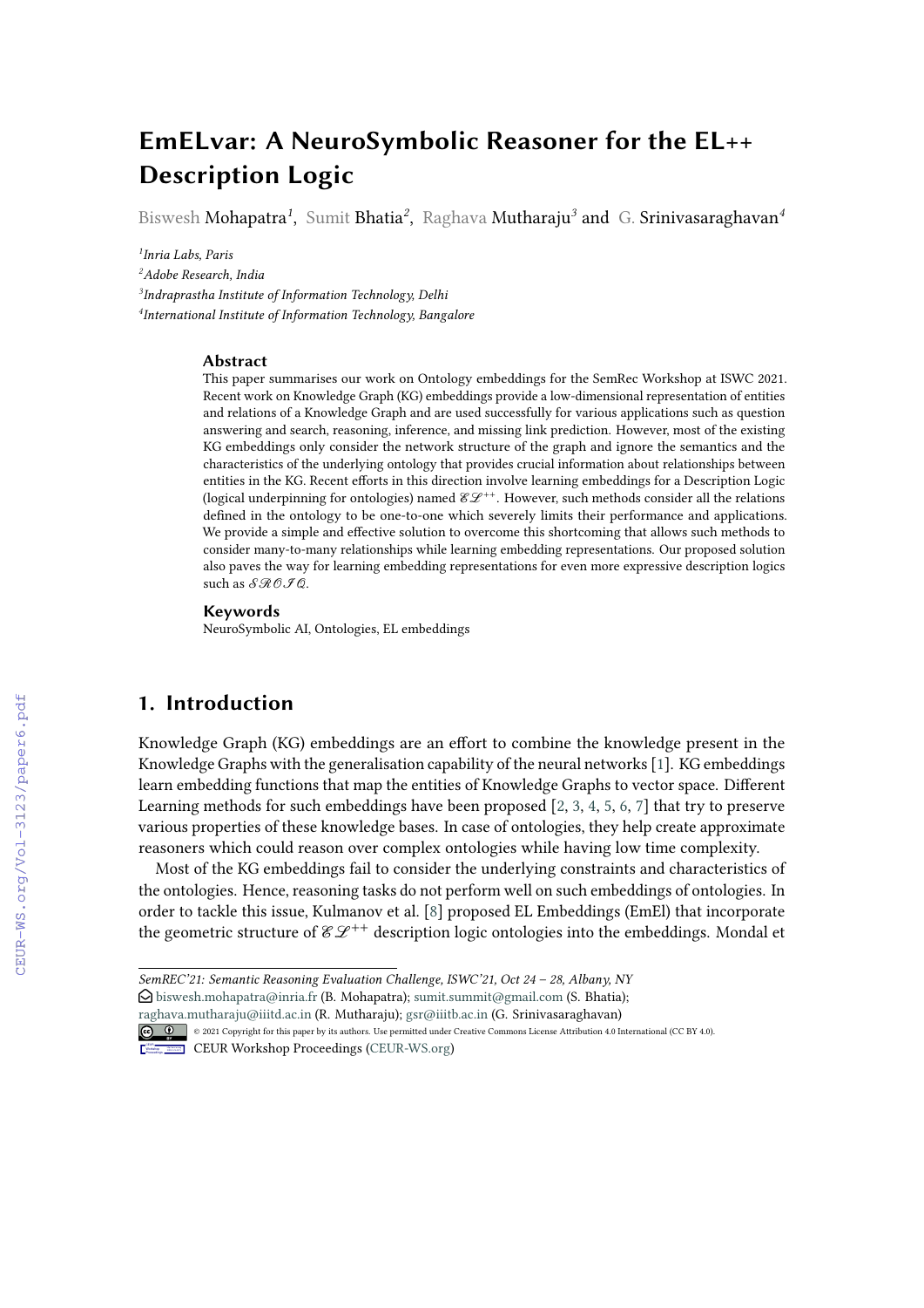# EmELvar: A NeuroSymbolic Reasoner for the EL++ Description Logic

Biswesh Mohapatra[1], Sumit Bhatia[2], Raghava Mutharaju[3] and G. Srinivasaraghavan[4]

[1]*Inria Labs, Paris*
[2]*Adobe Research, India*
[3]*Indraprastha Institute of Information Technology, Delhi*
[4]*International Institute of Information Technology, Bangalore*

### Abstract

This paper summarises our work on Ontology embeddings for the SemRec Workshop at ISWC 2021. Recent work on Knowledge Graph (KG) embeddings provide a low-dimensional representation of entities and relations of a Knowledge Graph and are used successfully for various applications such as question answering and search, reasoning, inference, and missing link prediction. However, most of the existing KG embeddings only consider the network structure of the graph and ignore the semantics and the characteristics of the underlying ontology that provides crucial information about relationships between entities in the KG. Recent efforts in this direction involve learning embeddings for a Description Logic (logical underpinning for ontologies) named $\mathcal{EL}^{++}$. However, such methods consider all the relations defined in the ontology to be one-to-one which severely limits their performance and applications. We provide a simple and effective solution to overcome this shortcoming that allows such methods to consider many-to-many relationships while learning embedding representations. Our proposed solution also paves the way for learning embedding representations for even more expressive description logics such as $\mathcal{SROIQ}$.

### Keywords

NeuroSymbolic AI, Ontologies, EL embeddings

## 1. Introduction

Knowledge Graph (KG) embeddings are an effort to combine the knowledge present in the Knowledge Graphs with the generalisation capability of the neural networks [1]. KG embeddings learn embedding functions that map the entities of Knowledge Graphs to vector space. Different Learning methods for such embeddings have been proposed [2, 3, 4, 5, 6, 7] that try to preserve various properties of these knowledge bases. In case of ontologies, they help create approximate reasoners which could reason over complex ontologies while having low time complexity.

Most of the KG embeddings fail to consider the underlying constraints and characteristics of the ontologies. Hence, reasoning tasks do not perform well on such embeddings of ontologies. In order to tackle this issue, Kulmanov et al. [8] proposed EL Embeddings (EmEl) that incorporate the geometric structure of $\mathcal{EL}^{++}$ description logic ontologies into the embeddings. Mondal et

---

*SemREC'21: Semantic Reasoning Evaluation Challenge, ISWC'21, Oct 24 – 28, Albany, NY*
biswesh.mohapatra@inria.fr (B. Mohapatra); sumit.summit@gmail.com (S. Bhatia); raghava.mutharaju@iiitd.ac.in (R. Mutharaju); gsr@iiitb.ac.in (G. Srinivasaraghavan)
© 2021 Copyright for this paper by its authors. Use permitted under Creative Commons License Attribution 4.0 International (CC BY 4.0).
CEUR Workshop Proceedings (CEUR-WS.org)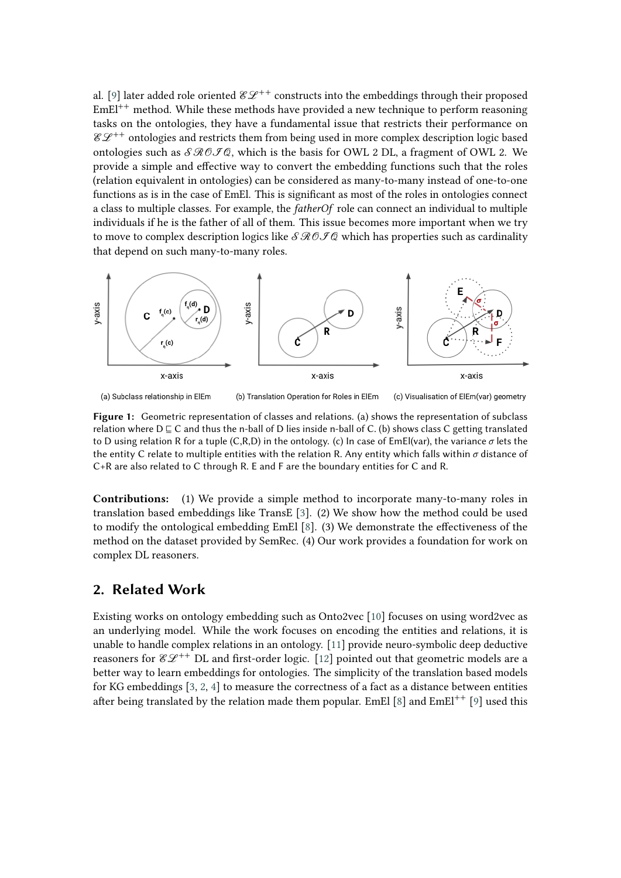al. [9] later added role oriented $\mathcal{EL}^{++}$ constructs into the embeddings through their proposed EmEl$^{++}$ method. While these methods have provided a new technique to perform reasoning tasks on the ontologies, they have a fundamental issue that restricts their performance on $\mathcal{EL}^{++}$ ontologies and restricts them from being used in more complex description logic based ontologies such as $\mathcal{SROIQ}$, which is the basis for OWL 2 DL, a fragment of OWL 2. We provide a simple and effective way to convert the embedding functions such that the roles (relation equivalent in ontologies) can be considered as many-to-many instead of one-to-one functions as is in the case of EmEl. This is significant as most of the roles in ontologies connect a class to multiple classes. For example, the *fatherOf* role can connect an individual to multiple individuals if he is the father of all of them. This issue becomes more important when we try to move to complex description logics like $\mathcal{SROIQ}$ which has properties such as cardinality that depend on such many-to-many roles.

(a) Subclass relationship in ElEm (b) Translation Operation for Roles in ElEm (c) Visualisation of ElEm(var) geometry

**Figure 1:** Geometric representation of classes and relations. (a) shows the representation of subclass relation where D ⊑ C and thus the n-ball of D lies inside n-ball of C. (b) shows class C getting translated to D using relation R for a tuple (C,R,D) in the ontology. (c) In case of EmEl(var), the variance $\sigma$ lets the the entity C relate to multiple entities with the relation R. Any entity which falls within $\sigma$ distance of C+R are also related to C through R. E and F are the boundary entities for C and R.

**Contributions:** (1) We provide a simple method to incorporate many-to-many roles in translation based embeddings like TransE [3]. (2) We show how the method could be used to modify the ontological embedding EmEl [8]. (3) We demonstrate the effectiveness of the method on the dataset provided by SemRec. (4) Our work provides a foundation for work on complex DL reasoners.

## 2. Related Work

Existing works on ontology embedding such as Onto2vec [10] focuses on using word2vec as an underlying model. While the work focuses on encoding the entities and relations, it is unable to handle complex relations in an ontology. [11] provide neuro-symbolic deep deductive reasoners for $\mathcal{EL}^{++}$ DL and first-order logic. [12] pointed out that geometric models are a better way to learn embeddings for ontologies. The simplicity of the translation based models for KG embeddings [3, 2, 4] to measure the correctness of a fact as a distance between entities after being translated by the relation made them popular. EmEl [8] and EmEl$^{++}$ [9] used this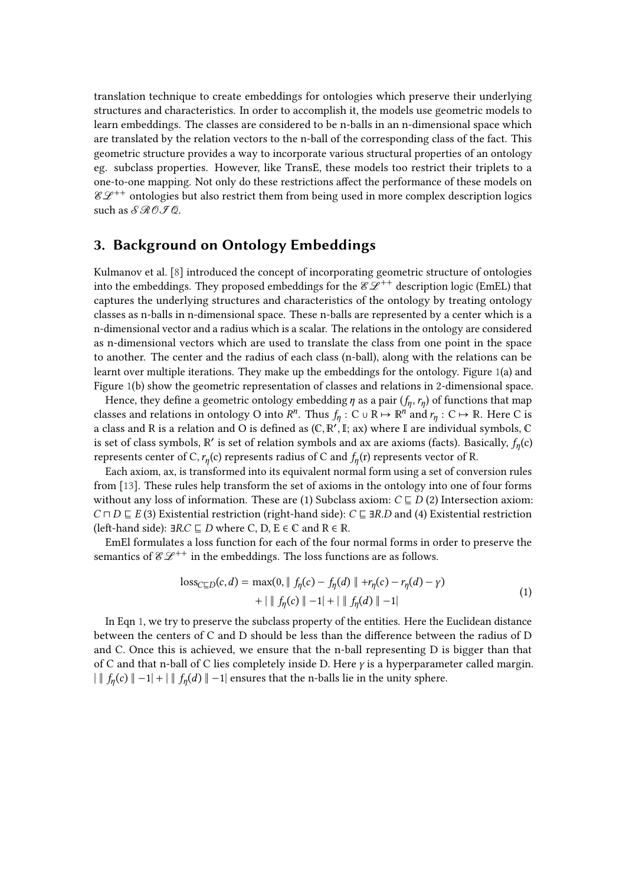translation technique to create embeddings for ontologies which preserve their underlying structures and characteristics. In order to accomplish it, the models use geometric models to learn embeddings. The classes are considered to be n-balls in an n-dimensional space which are translated by the relation vectors to the n-ball of the corresponding class of the fact. This geometric structure provides a way to incorporate various structural properties of an ontology eg. subclass properties. However, like TransE, these models too restrict their triplets to a one-to-one mapping. Not only do these restrictions affect the performance of these models on $\mathscr{EL}^{++}$ ontologies but also restrict them from being used in more complex description logics such as $\mathscr{SROIQ}$.

## 3. Background on Ontology Embeddings

Kulmanov et al. [8] introduced the concept of incorporating geometric structure of ontologies into the embeddings. They proposed embeddings for the $\mathscr{EL}^{++}$ description logic (EmEL) that captures the underlying structures and characteristics of the ontology by treating ontology classes as n-balls in n-dimensional space. These n-balls are represented by a center which is a n-dimensional vector and a radius which is a scalar. The relations in the ontology are considered as n-dimensional vectors which are used to translate the class from one point in the space to another. The center and the radius of each class (n-ball), along with the relations can be learnt over multiple iterations. They make up the embeddings for the ontology. Figure 1(a) and Figure 1(b) show the geometric representation of classes and relations in 2-dimensional space.

Hence, they define a geometric ontology embedding $\eta$ as a pair $(f_\eta, r_\eta)$ of functions that map classes and relations in ontology O into $R^n$. Thus $f_\eta : \mathrm{C} \cup \mathrm{R} \mapsto \mathbb{R}^n$ and $r_\eta : \mathrm{C} \mapsto \mathbb{R}$. Here C is a class and R is a relation and O is defined as $(\mathbb{C}, \mathbb{R}', \mathbb{I}; \mathrm{ax})$ where $\mathbb{I}$ are individual symbols, $\mathbb{C}$ is set of class symbols, $\mathbb{R}'$ is set of relation symbols and ax are axioms (facts). Basically, $f_\eta$(c) represents center of C, $r_\eta$(c) represents radius of C and $f_\eta$(r) represents vector of R.

Each axiom, ax, is transformed into its equivalent normal form using a set of conversion rules from [13]. These rules help transform the set of axioms in the ontology into one of four forms without any loss of information. These are (1) Subclass axiom: $C \sqsubseteq D$ (2) Intersection axiom: $C \sqcap D \sqsubseteq E$ (3) Existential restriction (right-hand side): $C \sqsubseteq \exists R.D$ and (4) Existential restriction (left-hand side): $\exists R.C \sqsubseteq D$ where C, D, E $\in \mathbb{C}$ and R $\in \mathbb{R}$.

EmEl formulates a loss function for each of the four normal forms in order to preserve the semantics of $\mathscr{EL}^{++}$ in the embeddings. The loss functions are as follows.

$$
\begin{aligned}
\mathrm{loss}_{C \sqsubseteq D}(c, d) = \max(0, \parallel f_\eta(c) - f_\eta(d) \parallel + r_\eta(c) - r_\eta(d) - \gamma) \\
+ \left| \parallel f_\eta(c) \parallel - 1 \right| + \left| \parallel f_\eta(d) \parallel - 1 \right|
\end{aligned}
\tag{1}
$$

In Eqn 1, we try to preserve the subclass property of the entities. Here the Euclidean distance between the centers of C and D should be less than the difference between the radius of D and C. Once this is achieved, we ensure that the n-ball representing D is bigger than that of C and that n-ball of C lies completely inside D. Here $\gamma$ is a hyperparameter called margin. $\left| \parallel f_\eta(c) \parallel - 1 \right| + \left| \parallel f_\eta(d) \parallel - 1 \right|$ ensures that the n-balls lie in the unity sphere.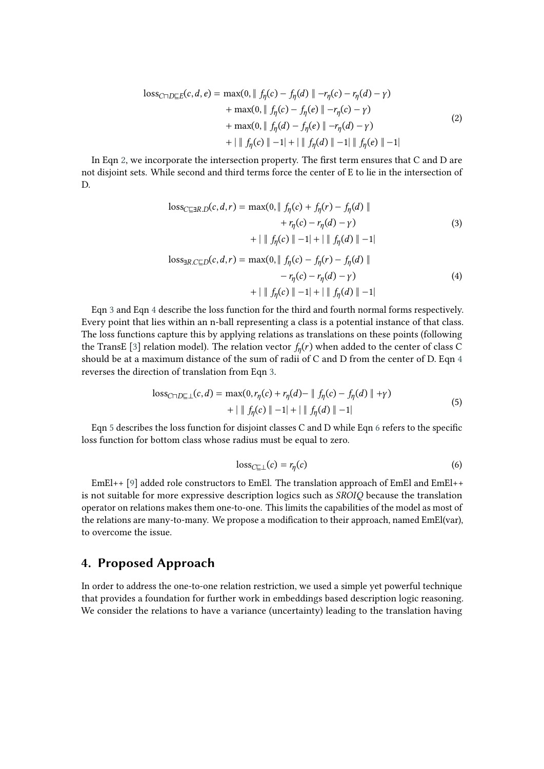$$
\begin{aligned}
\text{loss}_{C\sqcap D\sqsubseteq E}(c,d,e) = \max(0, &\parallel f_\eta(c) - f_\eta(d) \parallel - r_\eta(c) - r_\eta(d) - \gamma) \\
&+ \max(0, \parallel f_\eta(c) - f_\eta(e) \parallel - r_\eta(c) - \gamma) \\
&+ \max(0, \parallel f_\eta(d) - f_\eta(e) \parallel - r_\eta(d) - \gamma) \\
&+ | \parallel f_\eta(c) \parallel -1| + | \parallel f_\eta(d) \parallel -1| \parallel f_\eta(e) \parallel -1|
\end{aligned} \tag{2}
$$

In Eqn 2, we incorporate the intersection property. The first term ensures that C and D are not disjoint sets. While second and third terms force the center of E to lie in the intersection of D.

$$
\begin{aligned}
\text{loss}_{C\sqsubseteq \exists R.D}(c,d,r) = \max(0, &\parallel f_\eta(c) + f_\eta(r) - f_\eta(d) \parallel \\
&+ r_\eta(c) - r_\eta(d) - \gamma) \\
&+ | \parallel f_\eta(c) \parallel -1| + | \parallel f_\eta(d) \parallel -1|
\end{aligned} \tag{3}
$$

$$
\begin{aligned}
\text{loss}_{\exists R.C\sqsubseteq D}(c,d,r) = \max(0, &\parallel f_\eta(c) - f_\eta(r) - f_\eta(d) \parallel \\
&- r_\eta(c) - r_\eta(d) - \gamma) \\
&+ | \parallel f_\eta(c) \parallel -1| + | \parallel f_\eta(d) \parallel -1|
\end{aligned} \tag{4}
$$

Eqn 3 and Eqn 4 describe the loss function for the third and fourth normal forms respectively. Every point that lies within an n-ball representing a class is a potential instance of that class. The loss functions capture this by applying relations as translations on these points (following the TransE [3] relation model). The relation vector $f_\eta(r)$ when added to the center of class C should be at a maximum distance of the sum of radii of C and D from the center of D. Eqn 4 reverses the direction of translation from Eqn 3.

$$
\begin{aligned}
\text{loss}_{C\sqcap D\sqsubseteq \bot}(c,d) = \max(0, &r_\eta(c) + r_\eta(d) - \parallel f_\eta(c) - f_\eta(d) \parallel + \gamma) \\
&+ | \parallel f_\eta(c) \parallel -1| + | \parallel f_\eta(d) \parallel -1|
\end{aligned} \tag{5}
$$

Eqn 5 describes the loss function for disjoint classes C and D while Eqn 6 refers to the specific loss function for bottom class whose radius must be equal to zero.

$$
\text{loss}_{C\sqsubseteq \bot}(c) = r_\eta(c) \tag{6}
$$

EmEl++ [9] added role constructors to EmEl. The translation approach of EmEl and EmEl++ is not suitable for more expressive description logics such as *SROIQ* because the translation operator on relations makes them one-to-one. This limits the capabilities of the model as most of the relations are many-to-many. We propose a modification to their approach, named EmEl(var), to overcome the issue.

## 4. Proposed Approach

In order to address the one-to-one relation restriction, we used a simple yet powerful technique that provides a foundation for further work in embeddings based description logic reasoning. We consider the relations to have a variance (uncertainty) leading to the translation having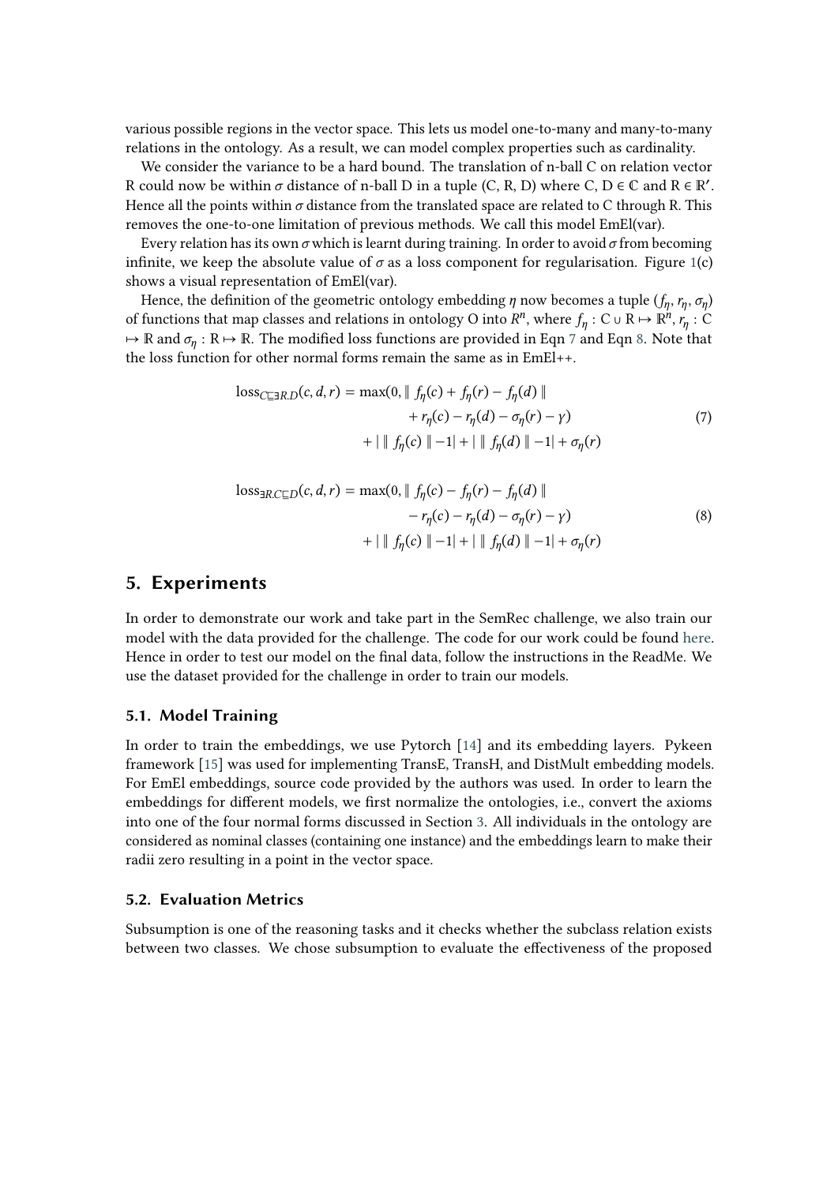various possible regions in the vector space. This lets us model one-to-many and many-to-many relations in the ontology. As a result, we can model complex properties such as cardinality.

We consider the variance to be a hard bound. The translation of n-ball C on relation vector R could now be within $\sigma$ distance of n-ball D in a tuple (C, R, D) where C, D $\in \mathbb{C}$ and R $\in \mathbb{R}'$. Hence all the points within $\sigma$ distance from the translated space are related to C through R. This removes the one-to-one limitation of previous methods. We call this model EmEl(var).

Every relation has its own $\sigma$ which is learnt during training. In order to avoid $\sigma$ from becoming infinite, we keep the absolute value of $\sigma$ as a loss component for regularisation. Figure 1(c) shows a visual representation of EmEl(var).

Hence, the definition of the geometric ontology embedding $\eta$ now becomes a tuple $(f_\eta, r_\eta, \sigma_\eta)$ of functions that map classes and relations in ontology O into $R^n$, where $f_\eta : \mathrm{C} \cup \mathrm{R} \mapsto \mathbb{R}^n$, $r_\eta : \mathrm{C} \mapsto \mathbb{R}$ and $\sigma_\eta : \mathrm{R} \mapsto \mathbb{R}$. The modified loss functions are provided in Eqn 7 and Eqn 8. Note that the loss function for other normal forms remain the same as in EmEl++.

$$
\begin{aligned}
\mathrm{loss}_{C \sqsubseteq \exists R.D}(c, d, r) = \max(0, &\parallel f_\eta(c) + f_\eta(r) - f_\eta(d) \parallel \\
&+ r_\eta(c) - r_\eta(d) - \sigma_\eta(r) - \gamma) \\
&+ | \parallel f_\eta(c) \parallel - 1| + | \parallel f_\eta(d) \parallel - 1| + \sigma_\eta(r)
\end{aligned}
\tag{7}
$$

$$
\begin{aligned}
\mathrm{loss}_{\exists R.C \sqsubseteq D}(c, d, r) = \max(0, &\parallel f_\eta(c) - f_\eta(r) - f_\eta(d) \parallel \\
&- r_\eta(c) - r_\eta(d) - \sigma_\eta(r) - \gamma) \\
&+ | \parallel f_\eta(c) \parallel - 1| + | \parallel f_\eta(d) \parallel - 1| + \sigma_\eta(r)
\end{aligned}
\tag{8}
$$

## 5. Experiments

In order to demonstrate our work and take part in the SemRec challenge, we also train our model with the data provided for the challenge. The code for our work could be found here. Hence in order to test our model on the final data, follow the instructions in the ReadMe. We use the dataset provided for the challenge in order to train our models.

### 5.1. Model Training

In order to train the embeddings, we use Pytorch [14] and its embedding layers. Pykeen framework [15] was used for implementing TransE, TransH, and DistMult embedding models. For EmEl embeddings, source code provided by the authors was used. In order to learn the embeddings for different models, we first normalize the ontologies, i.e., convert the axioms into one of the four normal forms discussed in Section 3. All individuals in the ontology are considered as nominal classes (containing one instance) and the embeddings learn to make their radii zero resulting in a point in the vector space.

### 5.2. Evaluation Metrics

Subsumption is one of the reasoning tasks and it checks whether the subclass relation exists between two classes. We chose subsumption to evaluate the effectiveness of the proposed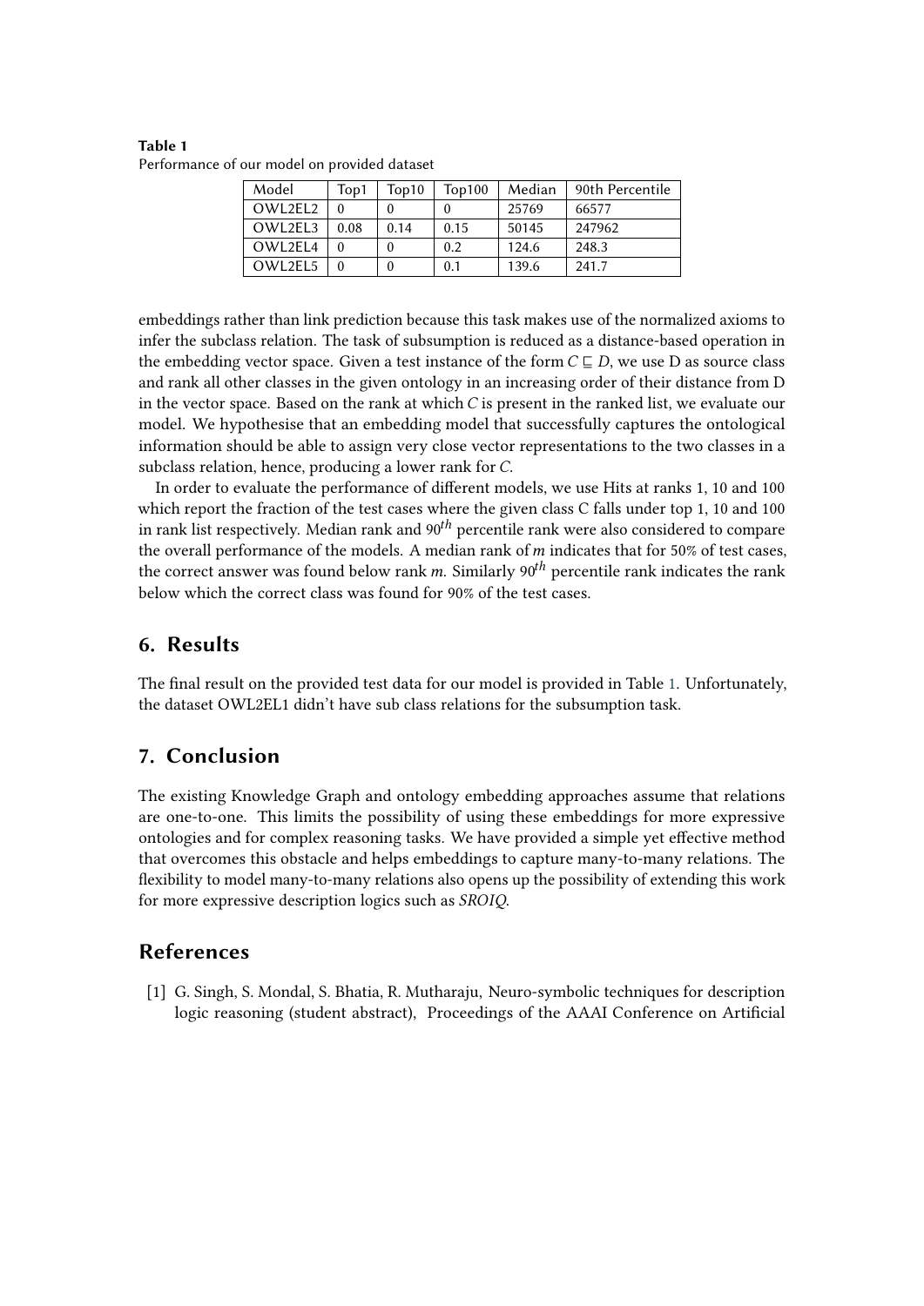**Table 1**
Performance of our model on provided dataset

| Model | Top1 | Top10 | Top100 | Median | 90th Percentile |
|---|---|---|---|---|---|
| OWL2EL2 | 0 | 0 | 0 | 25769 | 66577 |
| OWL2EL3 | 0.08 | 0.14 | 0.15 | 50145 | 247962 |
| OWL2EL4 | 0 | 0 | 0.2 | 124.6 | 248.3 |
| OWL2EL5 | 0 | 0 | 0.1 | 139.6 | 241.7 |

embeddings rather than link prediction because this task makes use of the normalized axioms to infer the subclass relation. The task of subsumption is reduced as a distance-based operation in the embedding vector space. Given a test instance of the form $C \sqsubseteq D$, we use D as source class and rank all other classes in the given ontology in an increasing order of their distance from D in the vector space. Based on the rank at which $C$ is present in the ranked list, we evaluate our model. We hypothesise that an embedding model that successfully captures the ontological information should be able to assign very close vector representations to the two classes in a subclass relation, hence, producing a lower rank for $C$.

In order to evaluate the performance of different models, we use Hits at ranks 1, 10 and 100 which report the fraction of the test cases where the given class C falls under top 1, 10 and 100 in rank list respectively. Median rank and $90^{th}$ percentile rank were also considered to compare the overall performance of the models. A median rank of $m$ indicates that for 50% of test cases, the correct answer was found below rank $m$. Similarly $90^{th}$ percentile rank indicates the rank below which the correct class was found for 90% of the test cases.

## 6. Results

The final result on the provided test data for our model is provided in Table 1. Unfortunately, the dataset OWL2EL1 didn't have sub class relations for the subsumption task.

## 7. Conclusion

The existing Knowledge Graph and ontology embedding approaches assume that relations are one-to-one. This limits the possibility of using these embeddings for more expressive ontologies and for complex reasoning tasks. We have provided a simple yet effective method that overcomes this obstacle and helps embeddings to capture many-to-many relations. The flexibility to model many-to-many relations also opens up the possibility of extending this work for more expressive description logics such as *SROIQ*.

## References

[1] G. Singh, S. Mondal, S. Bhatia, R. Mutharaju, Neuro-symbolic techniques for description logic reasoning (student abstract), Proceedings of the AAAI Conference on Artificial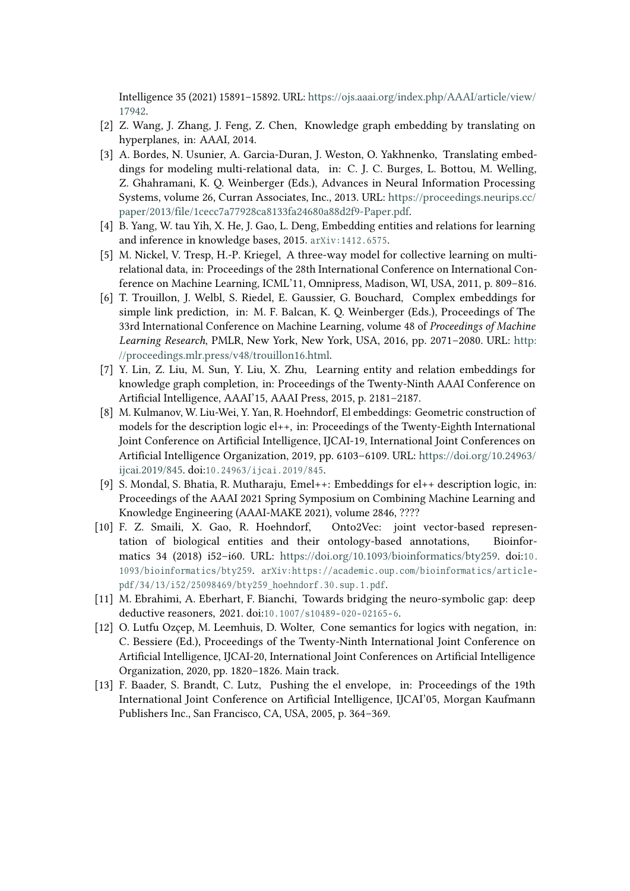Intelligence 35 (2021) 15891–15892. URL: https://ojs.aaai.org/index.php/AAAI/article/view/17942.

[2] Z. Wang, J. Zhang, J. Feng, Z. Chen, Knowledge graph embedding by translating on hyperplanes, in: AAAI, 2014.

[3] A. Bordes, N. Usunier, A. Garcia-Duran, J. Weston, O. Yakhnenko, Translating embeddings for modeling multi-relational data, in: C. J. C. Burges, L. Bottou, M. Welling, Z. Ghahramani, K. Q. Weinberger (Eds.), Advances in Neural Information Processing Systems, volume 26, Curran Associates, Inc., 2013. URL: https://proceedings.neurips.cc/paper/2013/file/1cecc7a77928ca8133fa24680a88d2f9-Paper.pdf.

[4] B. Yang, W. tau Yih, X. He, J. Gao, L. Deng, Embedding entities and relations for learning and inference in knowledge bases, 2015. arXiv:1412.6575.

[5] M. Nickel, V. Tresp, H.-P. Kriegel, A three-way model for collective learning on multi-relational data, in: Proceedings of the 28th International Conference on International Conference on Machine Learning, ICML'11, Omnipress, Madison, WI, USA, 2011, p. 809–816.

[6] T. Trouillon, J. Welbl, S. Riedel, E. Gaussier, G. Bouchard, Complex embeddings for simple link prediction, in: M. F. Balcan, K. Q. Weinberger (Eds.), Proceedings of The 33rd International Conference on Machine Learning, volume 48 of *Proceedings of Machine Learning Research*, PMLR, New York, New York, USA, 2016, pp. 2071–2080. URL: http://proceedings.mlr.press/v48/trouillon16.html.

[7] Y. Lin, Z. Liu, M. Sun, Y. Liu, X. Zhu, Learning entity and relation embeddings for knowledge graph completion, in: Proceedings of the Twenty-Ninth AAAI Conference on Artificial Intelligence, AAAI'15, AAAI Press, 2015, p. 2181–2187.

[8] M. Kulmanov, W. Liu-Wei, Y. Yan, R. Hoehndorf, El embeddings: Geometric construction of models for the description logic el++, in: Proceedings of the Twenty-Eighth International Joint Conference on Artificial Intelligence, IJCAI-19, International Joint Conferences on Artificial Intelligence Organization, 2019, pp. 6103–6109. URL: https://doi.org/10.24963/ijcai.2019/845. doi:10.24963/ijcai.2019/845.

[9] S. Mondal, S. Bhatia, R. Mutharaju, Emel++: Embeddings for el++ description logic, in: Proceedings of the AAAI 2021 Spring Symposium on Combining Machine Learning and Knowledge Engineering (AAAI-MAKE 2021), volume 2846, ????

[10] F. Z. Smaili, X. Gao, R. Hoehndorf, Onto2Vec: joint vector-based representation of biological entities and their ontology-based annotations, Bioinformatics 34 (2018) i52–i60. URL: https://doi.org/10.1093/bioinformatics/bty259. doi:10.1093/bioinformatics/bty259. arXiv:https://academic.oup.com/bioinformatics/article-pdf/34/13/i52/25098469/bty259_hoehndorf.30.sup.1.pdf.

[11] M. Ebrahimi, A. Eberhart, F. Bianchi, Towards bridging the neuro-symbolic gap: deep deductive reasoners, 2021. doi:10.1007/s10489-020-02165-6.

[12] O. Lutfu Ozçep, M. Leemhuis, D. Wolter, Cone semantics for logics with negation, in: C. Bessiere (Ed.), Proceedings of the Twenty-Ninth International Joint Conference on Artificial Intelligence, IJCAI-20, International Joint Conferences on Artificial Intelligence Organization, 2020, pp. 1820–1826. Main track.

[13] F. Baader, S. Brandt, C. Lutz, Pushing the el envelope, in: Proceedings of the 19th International Joint Conference on Artificial Intelligence, IJCAI'05, Morgan Kaufmann Publishers Inc., San Francisco, CA, USA, 2005, p. 364–369.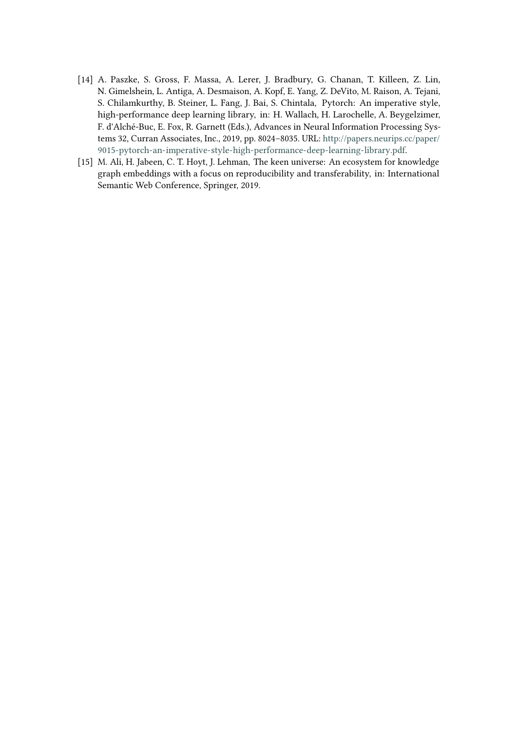[14] A. Paszke, S. Gross, F. Massa, A. Lerer, J. Bradbury, G. Chanan, T. Killeen, Z. Lin, N. Gimelshein, L. Antiga, A. Desmaison, A. Kopf, E. Yang, Z. DeVito, M. Raison, A. Tejani, S. Chilamkurthy, B. Steiner, L. Fang, J. Bai, S. Chintala, Pytorch: An imperative style, high-performance deep learning library, in: H. Wallach, H. Larochelle, A. Beygelzimer, F. d'Alché-Buc, E. Fox, R. Garnett (Eds.), Advances in Neural Information Processing Systems 32, Curran Associates, Inc., 2019, pp. 8024–8035. URL: http://papers.neurips.cc/paper/9015-pytorch-an-imperative-style-high-performance-deep-learning-library.pdf.

[15] M. Ali, H. Jabeen, C. T. Hoyt, J. Lehman, The keen universe: An ecosystem for knowledge graph embeddings with a focus on reproducibility and transferability, in: International Semantic Web Conference, Springer, 2019.